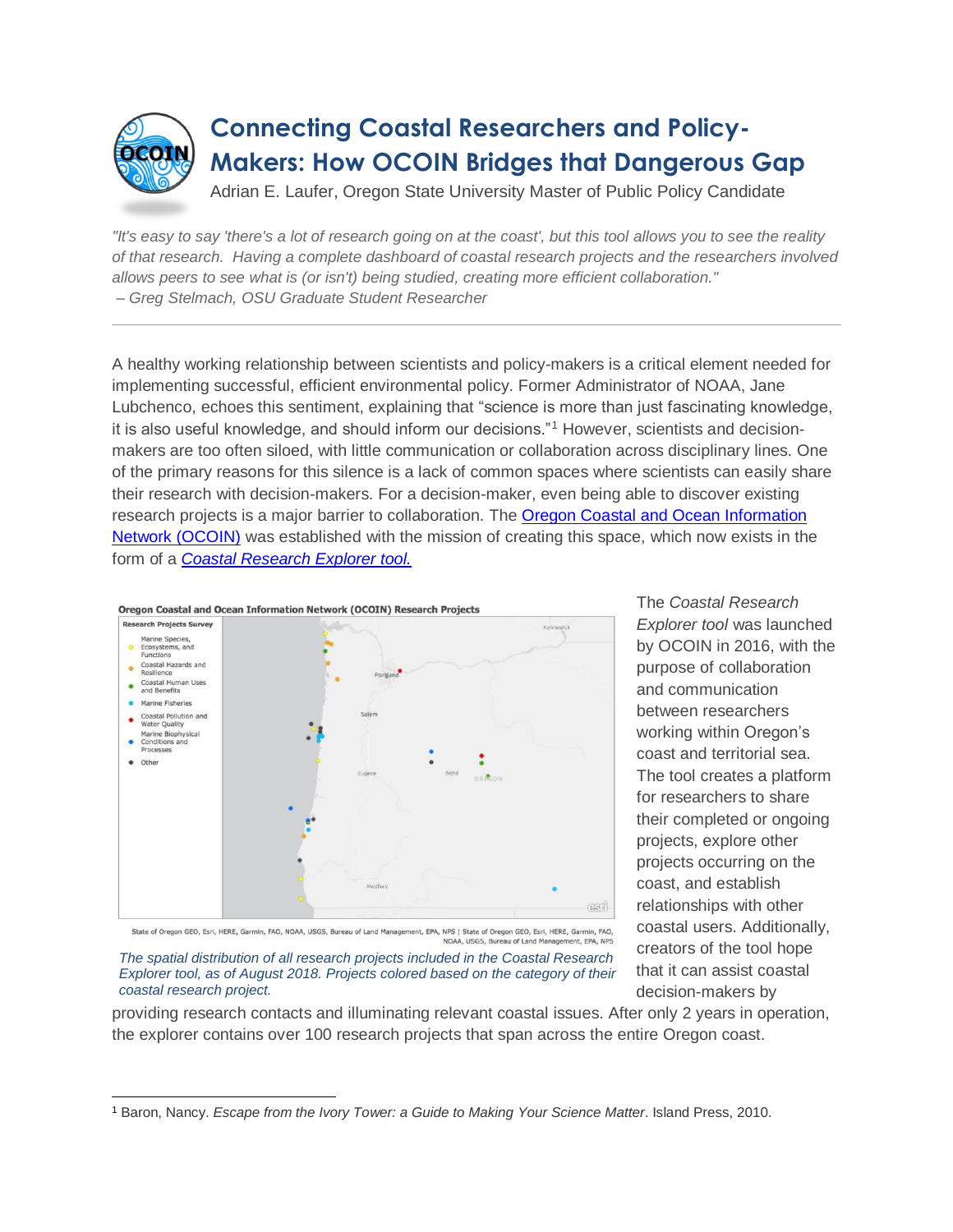# Connecting Coastal Researchers and Policy-Makers: How OCOIN Bridges that Dangerous Gap

Adrian E. Laufer, Oregon State University Master of Public Policy Candidate

*"It's easy to say 'there's a lot of research going on at the coast', but this tool allows you to see the reality of that research. Having a complete dashboard of coastal research projects and the researchers involved allows peers to see what is (or isn't) being studied, creating more efficient collaboration."*
*– Greg Stelmach, OSU Graduate Student Researcher*

---

A healthy working relationship between scientists and policy-makers is a critical element needed for implementing successful, efficient environmental policy. Former Administrator of NOAA, Jane Lubchenco, echoes this sentiment, explaining that "science is more than just fascinating knowledge, it is also useful knowledge, and should inform our decisions."[1] However, scientists and decision-makers are too often siloed, with little communication or collaboration across disciplinary lines. One of the primary reasons for this silence is a lack of common spaces where scientists can easily share their research with decision-makers. For a decision-maker, even being able to discover existing research projects is a major barrier to collaboration. The [Oregon Coastal and Ocean Information Network (OCOIN)]() was established with the mission of creating this space, which now exists in the form of a [*Coastal Research Explorer tool.*]()

The spatial distribution of all research projects included in the Coastal Research Explorer tool, as of August 2018. Projects colored based on the category of their coastal research project.

The *Coastal Research Explorer tool* was launched by OCOIN in 2016, with the purpose of collaboration and communication between researchers working within Oregon's coast and territorial sea. The tool creates a platform for researchers to share their completed or ongoing projects, explore other projects occurring on the coast, and establish relationships with other coastal users. Additionally, creators of the tool hope that it can assist coastal decision-makers by providing research contacts and illuminating relevant coastal issues. After only 2 years in operation, the explorer contains over 100 research projects that span across the entire Oregon coast.

---

[1] Baron, Nancy. *Escape from the Ivory Tower: a Guide to Making Your Science Matter*. Island Press, 2010.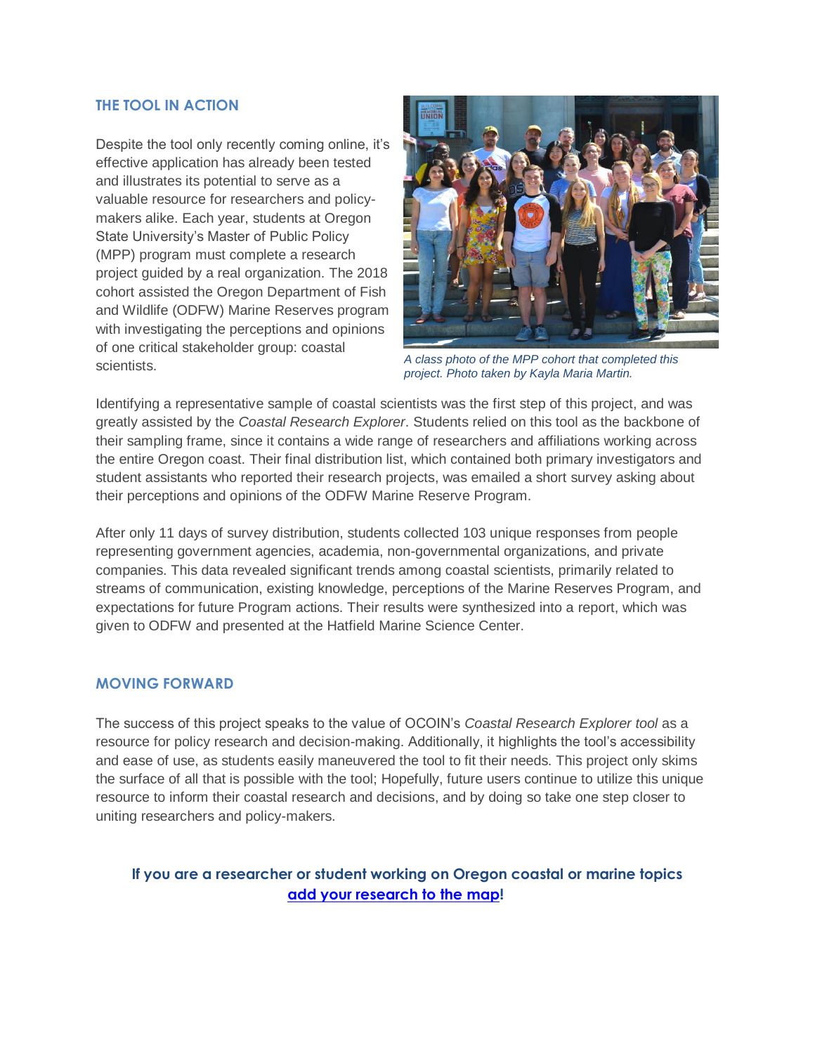## THE TOOL IN ACTION

Despite the tool only recently coming online, it's effective application has already been tested and illustrates its potential to serve as a valuable resource for researchers and policy-makers alike. Each year, students at Oregon State University's Master of Public Policy (MPP) program must complete a research project guided by a real organization. The 2018 cohort assisted the Oregon Department of Fish and Wildlife (ODFW) Marine Reserves program with investigating the perceptions and opinions of one critical stakeholder group: coastal scientists.

*A class photo of the MPP cohort that completed this project. Photo taken by Kayla Maria Martin.*

Identifying a representative sample of coastal scientists was the first step of this project, and was greatly assisted by the *Coastal Research Explorer*. Students relied on this tool as the backbone of their sampling frame, since it contains a wide range of researchers and affiliations working across the entire Oregon coast. Their final distribution list, which contained both primary investigators and student assistants who reported their research projects, was emailed a short survey asking about their perceptions and opinions of the ODFW Marine Reserve Program.

After only 11 days of survey distribution, students collected 103 unique responses from people representing government agencies, academia, non-governmental organizations, and private companies. This data revealed significant trends among coastal scientists, primarily related to streams of communication, existing knowledge, perceptions of the Marine Reserves Program, and expectations for future Program actions. Their results were synthesized into a report, which was given to ODFW and presented at the Hatfield Marine Science Center.

## MOVING FORWARD

The success of this project speaks to the value of OCOIN's *Coastal Research Explorer tool* as a resource for policy research and decision-making. Additionally, it highlights the tool's accessibility and ease of use, as students easily maneuvered the tool to fit their needs. This project only skims the surface of all that is possible with the tool; Hopefully, future users continue to utilize this unique resource to inform their coastal research and decisions, and by doing so take one step closer to uniting researchers and policy-makers.

**If you are a researcher or student working on Oregon coastal or marine topics [add your research to the map](#)!**